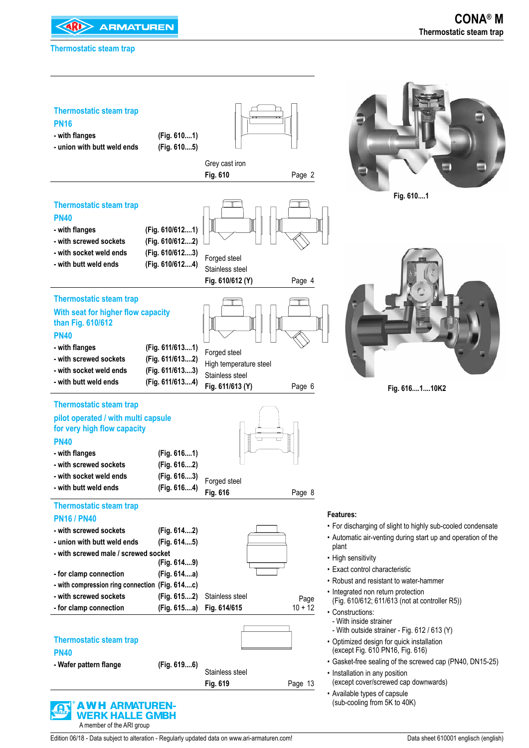# CONA® M

Thermostatic steam trap

## Thermostatic steam trap

### Thermostatic steam trap
**PN16**

- with flanges (Fig. 610....1)
- union with butt weld ends (Fig. 610....5)

Grey cast iron
**Fig. 610** Page 2

### Thermostatic steam trap
**PN40**

- with flanges (Fig. 610/612....1)
- with screwed sockets (Fig. 610/612....2)
- with socket weld ends (Fig. 610/612....3)
- with butt weld ends (Fig. 610/612....4)

Forged steel
Stainless steel
**Fig. 610/612 (Y)** Page 4

### Thermostatic steam trap
**With seat for higher flow capacity than Fig. 610/612**
**PN40**

- with flanges (Fig. 611/613....1)
- with screwed sockets (Fig. 611/613....2)
- with socket weld ends (Fig. 611/613....3)
- with butt weld ends (Fig. 611/613....4)

Forged steel
High temperature steel
Stainless steel
**Fig. 611/613 (Y)** Page 6

### Thermostatic steam trap
**pilot operated / with multi capsule for very high flow capacity**
**PN40**

- with flanges (Fig. 616....1)
- with screwed sockets (Fig. 616....2)
- with socket weld ends (Fig. 616....3)
- with butt weld ends (Fig. 616....4)

Forged steel
**Fig. 616** Page 8

### Thermostatic steam trap
**PN16 / PN40**

- with screwed sockets (Fig. 614....2)
- union with butt weld ends (Fig. 614....5)
- with screwed male / screwed socket (Fig. 614....9)
- for clamp connection (Fig. 614....a)
- with compression ring connection (Fig. 614....c)
- with screwed sockets (Fig. 615....2)
- for clamp connection (Fig. 615....a)

Stainless steel
**Fig. 614/615** Page 10 + 12

### Thermostatic steam trap
**PN40**

- Wafer pattern flange (Fig. 619....6)

Stainless steel
**Fig. 619** Page 13

Fig. 610....1

Fig. 616....1....10K2

**Features:**

- For discharging of slight to highly sub-cooled condensate
- Automatic air-venting during start up and operation of the plant
- High sensitivity
- Exact control characteristic
- Robust and resistant to water-hammer
- Integrated non return protection (Fig. 610/612; 611/613 (not at controller R5))
- Constructions:
  - With inside strainer
  - With outside strainer - Fig. 612 / 613 (Y)
- Optimized design for quick installation (except Fig. 610 PN16, Fig. 616)
- Gasket-free sealing of the screwed cap (PN40, DN15-25)
- Installation in any position (except cover/screwed cap downwards)
- Available types of capsule (sub-cooling from 5K to 40K)

AWH ARMATUREN-WERK HALLE GMBH
A member of the ARI group

Edition 06/18 - Data subject to alteration - Regularly updated data on www.ari-armaturen.com! Data sheet 610001 englisch (english)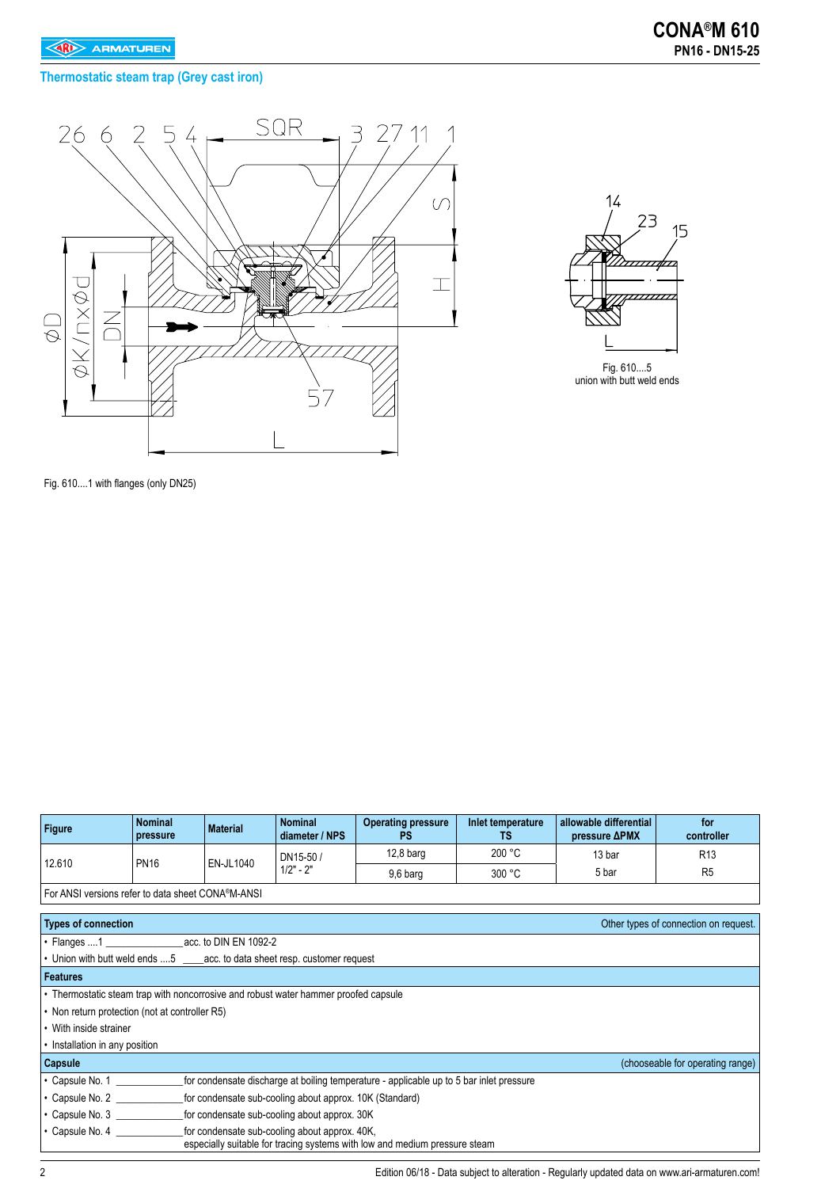## Thermostatic steam trap (Grey cast iron)

Fig. 610....1 with flanges (only DN25)

Fig. 610....5
union with butt weld ends

| Figure | Nominal pressure | Material | Nominal diameter / NPS | Operating pressure PS | Inlet temperature TS | allowable differential pressure ΔPMX | for controller |
|---|---|---|---|---|---|---|---|
| 12.610 | PN16 | EN-JL1040 | DN15-50 / 1/2" - 2" | 12,8 barg | 200 °C | 13 bar | R13 |
| | | | | 9,6 barg | 300 °C | 5 bar | R5 |
| For ANSI versions refer to data sheet CONA®M-ANSI | | | | | | | |

**Types of connection** — Other types of connection on request.

- Flanges ....1 ______________ acc. to DIN EN 1092-2
- Union with butt weld ends ....5 ____ acc. to data sheet resp. customer request

**Features**

- Thermostatic steam trap with noncorrosive and robust water hammer proofed capsule
- Non return protection (not at controller R5)
- With inside strainer
- Installation in any position

**Capsule** — (chooseable for operating range)

- Capsule No. 1 ______________ for condensate discharge at boiling temperature - applicable up to 5 bar inlet pressure
- Capsule No. 2 ______________ for condensate sub-cooling about approx. 10K (Standard)
- Capsule No. 3 ______________ for condensate sub-cooling about approx. 30K
- Capsule No. 4 ______________ for condensate sub-cooling about approx. 40K, especially suitable for tracing systems with low and medium pressure steam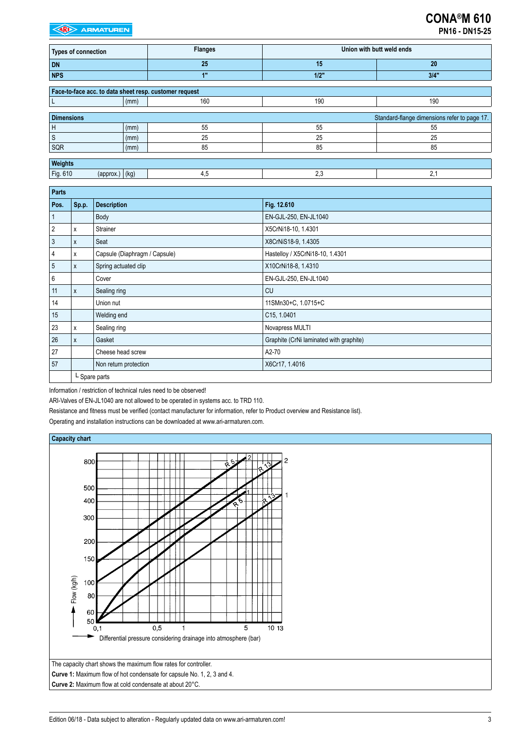# CONA®M 610

**PN16 - DN15-25**

| Types of connection | | Flanges | Union with butt weld ends | |
|---|---|---|---|---|
| **DN** | | **25** | **15** | **20** |
| **NPS** | | **1"** | **1/2"** | **3/4"** |
| **Face-to-face acc. to data sheet resp. customer request** | | | | |
| L | (mm) | 160 | 190 | 190 |
| **Dimensions** | | | | Standard-flange dimensions refer to page 17. |
| H | (mm) | 55 | 55 | 55 |
| S | (mm) | 25 | 25 | 25 |
| SQR | (mm) | 85 | 85 | 85 |
| **Weights** | | | | |
| Fig. 610 (approx.) | (kg) | 4,5 | 2,3 | 2,1 |

**Parts**

| Pos. | Sp.p. | Description | Fig. 12.610 |
|---|---|---|---|
| 1 | | Body | EN-GJL-250, EN-JL1040 |
| 2 | x | Strainer | X5CrNi18-10, 1.4301 |
| 3 | x | Seat | X8CrNiS18-9, 1.4305 |
| 4 | x | Capsule (Diaphragm / Capsule) | Hastelloy / X5CrNi18-10, 1.4301 |
| 5 | x | Spring actuated clip | X10CrNi18-8, 1.4310 |
| 6 | | Cover | EN-GJL-250, EN-JL1040 |
| 11 | x | Sealing ring | CU |
| 14 | | Union nut | 11SMn30+C, 1.0715+C |
| 15 | | Welding end | C15, 1.0401 |
| 23 | x | Sealing ring | Novapress MULTI |
| 26 | x | Gasket | Graphite (CrNi laminated with graphite) |
| 27 | | Cheese head screw | A2-70 |
| 57 | | Non return protection | X6Cr17, 1.4016 |
| | └ Spare parts | | |

Information / restriction of technical rules need to be observed!

ARI-Valves of EN-JL1040 are not allowed to be operated in systems acc. to TRD 110.

Resistance and fitness must be verified (contact manufacturer for information, refer to Product overview and Resistance list).

Operating and installation instructions can be downloaded at www.ari-armaturen.com.

**Capacity chart**

Flow (kg/h): 50, 60, 80, 100, 150, 200, 300, 400, 500, 800

Differential pressure considering drainage into atmosphere (bar): 0,1, 0,5, 1, 5, 10, 13

Curve labels: R 5, R 13, 1, 2

The capacity chart shows the maximum flow rates for controller.

**Curve 1:** Maximum flow of hot condensate for capsule No. 1, 2, 3 and 4.

**Curve 2:** Maximum flow at cold condensate at about 20°C.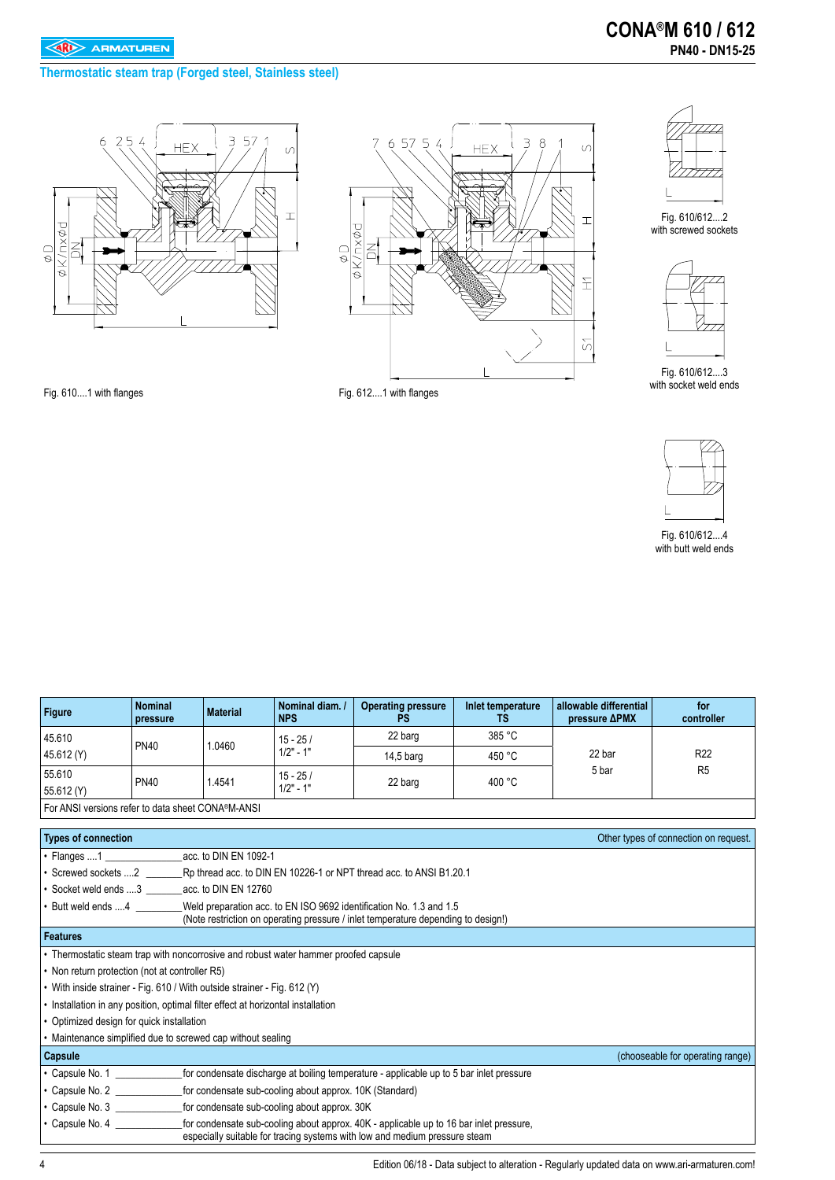# CONA®M 610 / 612

**PN40 - DN15-25**

## Thermostatic steam trap (Forged steel, Stainless steel)

Fig. 610....1 with flanges

Fig. 612....1 with flanges

Fig. 610/612....2 with screwed sockets

Fig. 610/612....3 with socket weld ends

Fig. 610/612....4 with butt weld ends

| Figure | Nominal pressure | Material | Nominal diam. / NPS | Operating pressure PS | Inlet temperature TS | allowable differential pressure ΔPMX | for controller |
|---|---|---|---|---|---|---|---|
| 45.610 | PN40 | 1.0460 | 15 - 25 / 1/2" - 1" | 22 barg | 385 °C | 22 bar | R22 |
| 45.612 (Y) | | | | 14,5 barg | 450 °C | 5 bar | R5 |
| 55.610<br>55.612 (Y) | PN40 | 1.4541 | 15 - 25 / 1/2" - 1" | 22 barg | 400 °C | | |
| For ANSI versions refer to data sheet CONA®M-ANSI | | | | | | | |

### Types of connection

Other types of connection on request.

- Flanges ....1 ______ acc. to DIN EN 1092-1
- Screwed sockets ....2 ______ Rp thread acc. to DIN EN 10226-1 or NPT thread acc. to ANSI B1.20.1
- Socket weld ends ....3 ______ acc. to DIN EN 12760
- Butt weld ends ....4 ______ Weld preparation acc. to EN ISO 9692 identification No. 1.3 and 1.5 (Note restriction on operating pressure / inlet temperature depending to design!)

### Features

- Thermostatic steam trap with noncorrosive and robust water hammer proofed capsule
- Non return protection (not at controller R5)
- With inside strainer - Fig. 610 / With outside strainer - Fig. 612 (Y)
- Installation in any position, optimal filter effect at horizontal installation
- Optimized design for quick installation
- Maintenance simplified due to screwed cap without sealing

### Capsule

(chooseable for operating range)

- Capsule No. 1 ______ for condensate discharge at boiling temperature - applicable up to 5 bar inlet pressure
- Capsule No. 2 ______ for condensate sub-cooling about approx. 10K (Standard)
- Capsule No. 3 ______ for condensate sub-cooling about approx. 30K
- Capsule No. 4 ______ for condensate sub-cooling about approx. 40K - applicable up to 16 bar inlet pressure, especially suitable for tracing systems with low and medium pressure steam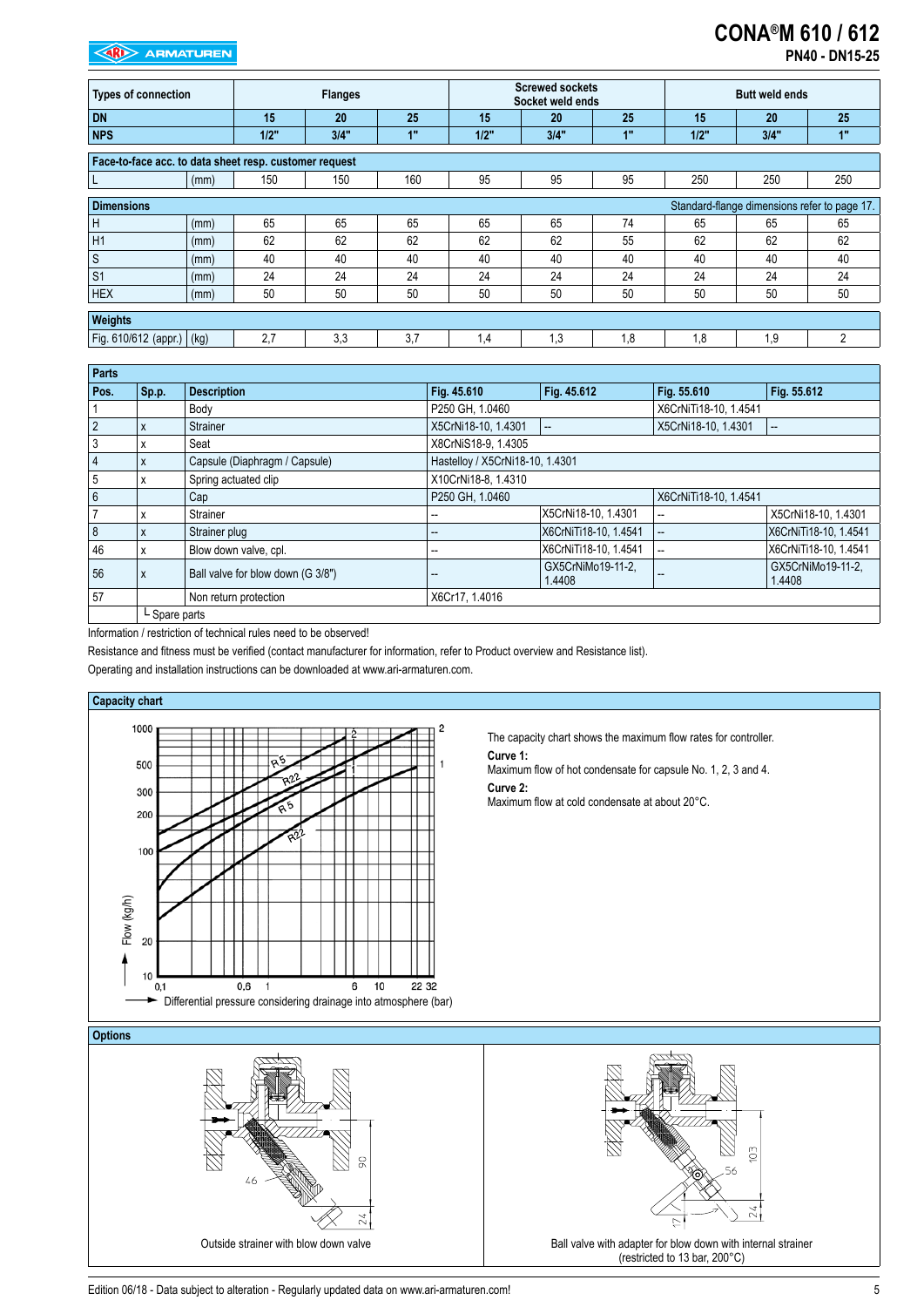# CONA®M 610 / 612

**PN40 - DN15-25**

| Types of connection | | Flanges | | | Screwed sockets Socket weld ends | | | Butt weld ends | | |
|---|---|---|---|---|---|---|---|---|---|---|
| DN | | 15 | 20 | 25 | 15 | 20 | 25 | 15 | 20 | 25 |
| NPS | | 1/2" | 3/4" | 1" | 1/2" | 3/4" | 1" | 1/2" | 3/4" | 1" |
| **Face-to-face acc. to data sheet resp. customer request** | | | | | | | | | | |
| L | (mm) | 150 | 150 | 160 | 95 | 95 | 95 | 250 | 250 | 250 |
| **Dimensions** | | | | | | | | Standard-flange dimensions refer to page 17. | | |
| H | (mm) | 65 | 65 | 65 | 65 | 65 | 74 | 65 | 65 | 65 |
| H1 | (mm) | 62 | 62 | 62 | 62 | 62 | 55 | 62 | 62 | 62 |
| S | (mm) | 40 | 40 | 40 | 40 | 40 | 40 | 40 | 40 | 40 |
| S1 | (mm) | 24 | 24 | 24 | 24 | 24 | 24 | 24 | 24 | 24 |
| HEX | (mm) | 50 | 50 | 50 | 50 | 50 | 50 | 50 | 50 | 50 |
| **Weights** | | | | | | | | | | |
| Fig. 610/612 (appr.) | (kg) | 2,7 | 3,3 | 3,7 | 1,4 | 1,3 | 1,8 | 1,8 | 1,9 | 2 |

**Parts**

| Pos. | Sp.p. | Description | Fig. 45.610 | Fig. 45.612 | Fig. 55.610 | Fig. 55.612 |
|---|---|---|---|---|---|---|
| 1 | | Body | P250 GH, 1.0460 | | X6CrNiTi18-10, 1.4541 | |
| 2 | x | Strainer | X5CrNi18-10, 1.4301 | -- | X5CrNi18-10, 1.4301 | -- |
| 3 | x | Seat | X8CrNiS18-9, 1.4305 | | | |
| 4 | x | Capsule (Diaphragm / Capsule) | Hastelloy / X5CrNi18-10, 1.4301 | | | |
| 5 | x | Spring actuated clip | X10CrNi18-8, 1.4310 | | | |
| 6 | | Cap | P250 GH, 1.0460 | | X6CrNiTi18-10, 1.4541 | |
| 7 | x | Strainer | -- | X5CrNi18-10, 1.4301 | -- | X5CrNi18-10, 1.4301 |
| 8 | x | Strainer plug | -- | X6CrNiTi18-10, 1.4541 | -- | X6CrNiTi18-10, 1.4541 |
| 46 | x | Blow down valve, cpl. | -- | X6CrNiTi18-10, 1.4541 | -- | X6CrNiTi18-10, 1.4541 |
| 56 | x | Ball valve for blow down (G 3/8") | -- | GX5CrNiMo19-11-2, 1.4408 | -- | GX5CrNiMo19-11-2, 1.4408 |
| 57 | | Non return protection | X6Cr17, 1.4016 | | | |
| | └ Spare parts | | | | | |

Information / restriction of technical rules need to be observed!

Resistance and fitness must be verified (contact manufacturer for information, refer to Product overview and Resistance list).

Operating and installation instructions can be downloaded at www.ari-armaturen.com.

## Capacity chart

The capacity chart shows the maximum flow rates for controller.

**Curve 1:**
Maximum flow of hot condensate for capsule No. 1, 2, 3 and 4.

**Curve 2:**
Maximum flow at cold condensate at about 20°C.

## Options

Outside strainer with blow down valve

Ball valve with adapter for blow down with internal strainer (restricted to 13 bar, 200°C)

Edition 06/18 - Data subject to alteration - Regularly updated data on www.ari-armaturen.com!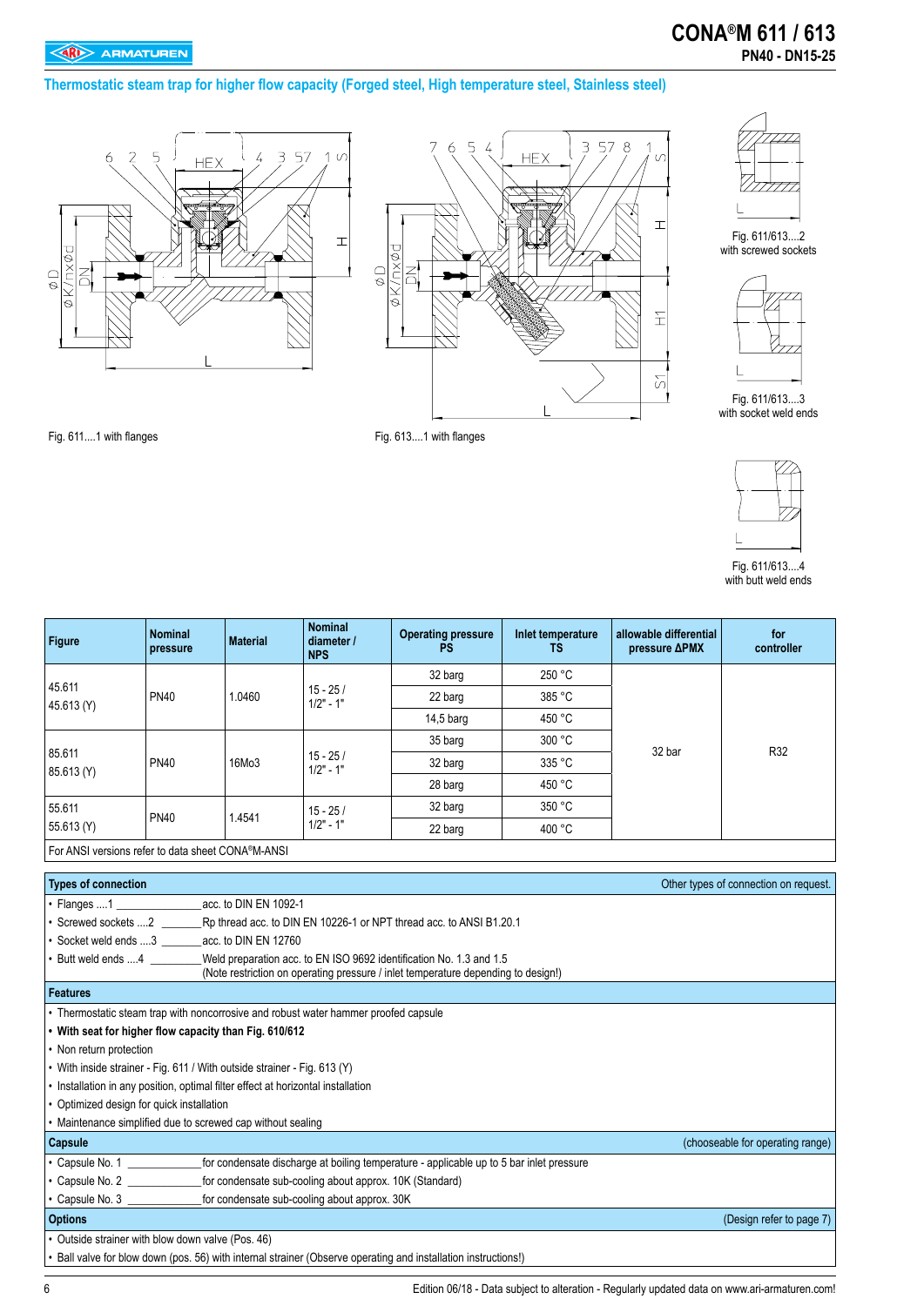# CONA®M 611 / 613

**PN40 - DN15-25**

## Thermostatic steam trap for higher flow capacity (Forged steel, High temperature steel, Stainless steel)

Fig. 611....1 with flanges

Fig. 613....1 with flanges

Fig. 611/613....2 with screwed sockets

Fig. 611/613....3 with socket weld ends

Fig. 611/613....4 with butt weld ends

| Figure | Nominal pressure | Material | Nominal diameter / NPS | Operating pressure PS | Inlet temperature TS | allowable differential pressure ΔPMX | for controller |
|---|---|---|---|---|---|---|---|
| 45.611<br>45.613 (Y) | PN40 | 1.0460 | 15 - 25 / 1/2" - 1" | 32 barg | 250 °C | 32 bar | R32 |
| | | | | 22 barg | 385 °C | | |
| | | | | 14,5 barg | 450 °C | | |
| 85.611<br>85.613 (Y) | PN40 | 16Mo3 | 15 - 25 / 1/2" - 1" | 35 barg | 300 °C | | |
| | | | | 32 barg | 335 °C | | |
| | | | | 28 barg | 450 °C | | |
| 55.611<br>55.613 (Y) | PN40 | 1.4541 | 15 - 25 / 1/2" - 1" | 32 barg | 350 °C | | |
| | | | | 22 barg | 400 °C | | |

For ANSI versions refer to data sheet CONA®M-ANSI

### Types of connection

Other types of connection on request.

- Flanges ....1 ________ acc. to DIN EN 1092-1
- Screwed sockets ....2 ________ Rp thread acc. to DIN EN 10226-1 or NPT thread acc. to ANSI B1.20.1
- Socket weld ends ....3 ________ acc. to DIN EN 12760
- Butt weld ends ....4 ________ Weld preparation acc. to EN ISO 9692 identification No. 1.3 and 1.5 (Note restriction on operating pressure / inlet temperature depending to design!)

### Features

- Thermostatic steam trap with noncorrosive and robust water hammer proofed capsule
- **With seat for higher flow capacity than Fig. 610/612**
- Non return protection
- With inside strainer - Fig. 611 / With outside strainer - Fig. 613 (Y)
- Installation in any position, optimal filter effect at horizontal installation
- Optimized design for quick installation
- Maintenance simplified due to screwed cap without sealing

### Capsule

(chooseable for operating range)

- Capsule No. 1 ________ for condensate discharge at boiling temperature - applicable up to 5 bar inlet pressure
- Capsule No. 2 ________ for condensate sub-cooling about approx. 10K (Standard)
- Capsule No. 3 ________ for condensate sub-cooling about approx. 30K

### Options

(Design refer to page 7)

- Outside strainer with blow down valve (Pos. 46)
- Ball valve for blow down (pos. 56) with internal strainer (Observe operating and installation instructions!)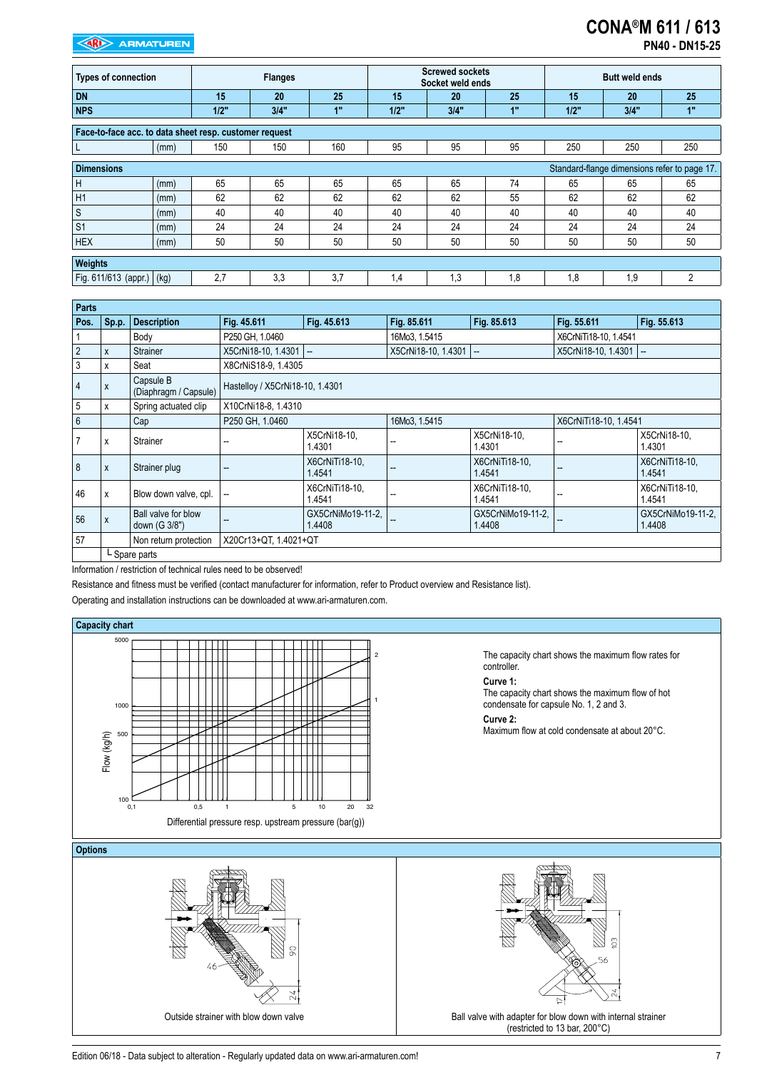# CONA®M 611 / 613

**PN40 - DN15-25**

| Types of connection | | Flanges | | | Screwed sockets Socket weld ends | | | Butt weld ends | | |
|---|---|---|---|---|---|---|---|---|---|---|
| DN | | 15 | 20 | 25 | 15 | 20 | 25 | 15 | 20 | 25 |
| NPS | | 1/2" | 3/4" | 1" | 1/2" | 3/4" | 1" | 1/2" | 3/4" | 1" |
| **Face-to-face acc. to data sheet resp. customer request** | | | | | | | | | | |
| L | (mm) | 150 | 150 | 160 | 95 | 95 | 95 | 250 | 250 | 250 |
| **Dimensions** | | | | | | | Standard-flange dimensions refer to page 17. | | | |
| H | (mm) | 65 | 65 | 65 | 65 | 65 | 74 | 65 | 65 | 65 |
| H1 | (mm) | 62 | 62 | 62 | 62 | 62 | 55 | 62 | 62 | 62 |
| S | (mm) | 40 | 40 | 40 | 40 | 40 | 40 | 40 | 40 | 40 |
| S1 | (mm) | 24 | 24 | 24 | 24 | 24 | 24 | 24 | 24 | 24 |
| HEX | (mm) | 50 | 50 | 50 | 50 | 50 | 50 | 50 | 50 | 50 |
| **Weights** | | | | | | | | | | |
| Fig. 611/613 (appr.) | (kg) | 2,7 | 3,3 | 3,7 | 1,4 | 1,3 | 1,8 | 1,8 | 1,9 | 2 |

**Parts**

| Pos. | Sp.p. | Description | Fig. 45.611 | Fig. 45.613 | Fig. 85.611 | Fig. 85.613 | Fig. 55.611 | Fig. 55.613 |
|---|---|---|---|---|---|---|---|---|
| 1 | | Body | P250 GH, 1.0460 | | 16Mo3, 1.5415 | | X6CrNiTi18-10, 1.4541 | |
| 2 | x | Strainer | X5CrNi18-10, 1.4301 | -- | X5CrNi18-10, 1.4301 | -- | X5CrNi18-10, 1.4301 | -- |
| 3 | x | Seat | X8CrNiS18-9, 1.4305 | | | | | |
| 4 | x | Capsule B (Diaphragm / Capsule) | Hastelloy / X5CrNi18-10, 1.4301 | | | | | |
| 5 | x | Spring actuated clip | X10CrNi18-8, 1.4310 | | | | | |
| 6 | | Cap | P250 GH, 1.0460 | | 16Mo3, 1.5415 | | X6CrNiTi18-10, 1.4541 | |
| 7 | x | Strainer | -- | X5CrNi18-10, 1.4301 | -- | X5CrNi18-10, 1.4301 | -- | X5CrNi18-10, 1.4301 |
| 8 | x | Strainer plug | -- | X6CrNiTi18-10, 1.4541 | -- | X6CrNiTi18-10, 1.4541 | -- | X6CrNiTi18-10, 1.4541 |
| 46 | x | Blow down valve, cpl. | -- | X6CrNiTi18-10, 1.4541 | -- | X6CrNiTi18-10, 1.4541 | -- | X6CrNiTi18-10, 1.4541 |
| 56 | x | Ball valve for blow down (G 3/8") | -- | GX5CrNiMo19-11-2, 1.4408 | -- | GX5CrNiMo19-11-2, 1.4408 | -- | GX5CrNiMo19-11-2, 1.4408 |
| 57 | | Non return protection | X20Cr13+QT, 1.4021+QT | | | | | |

└ Spare parts

Information / restriction of technical rules need to be observed!

Resistance and fitness must be verified (contact manufacturer for information, refer to Product overview and Resistance list).

Operating and installation instructions can be downloaded at www.ari-armaturen.com.

## Capacity chart

Flow (kg/h) vs. Differential pressure resp. upstream pressure (bar(g))

The capacity chart shows the maximum flow rates for controller.

**Curve 1:**
The capacity chart shows the maximum flow of hot condensate for capsule No. 1, 2 and 3.

**Curve 2:**
Maximum flow at cold condensate at about 20°C.

## Options

Outside strainer with blow down valve

Ball valve with adapter for blow down with internal strainer (restricted to 13 bar, 200°C)

Edition 06/18 - Data subject to alteration - Regularly updated data on www.ari-armaturen.com!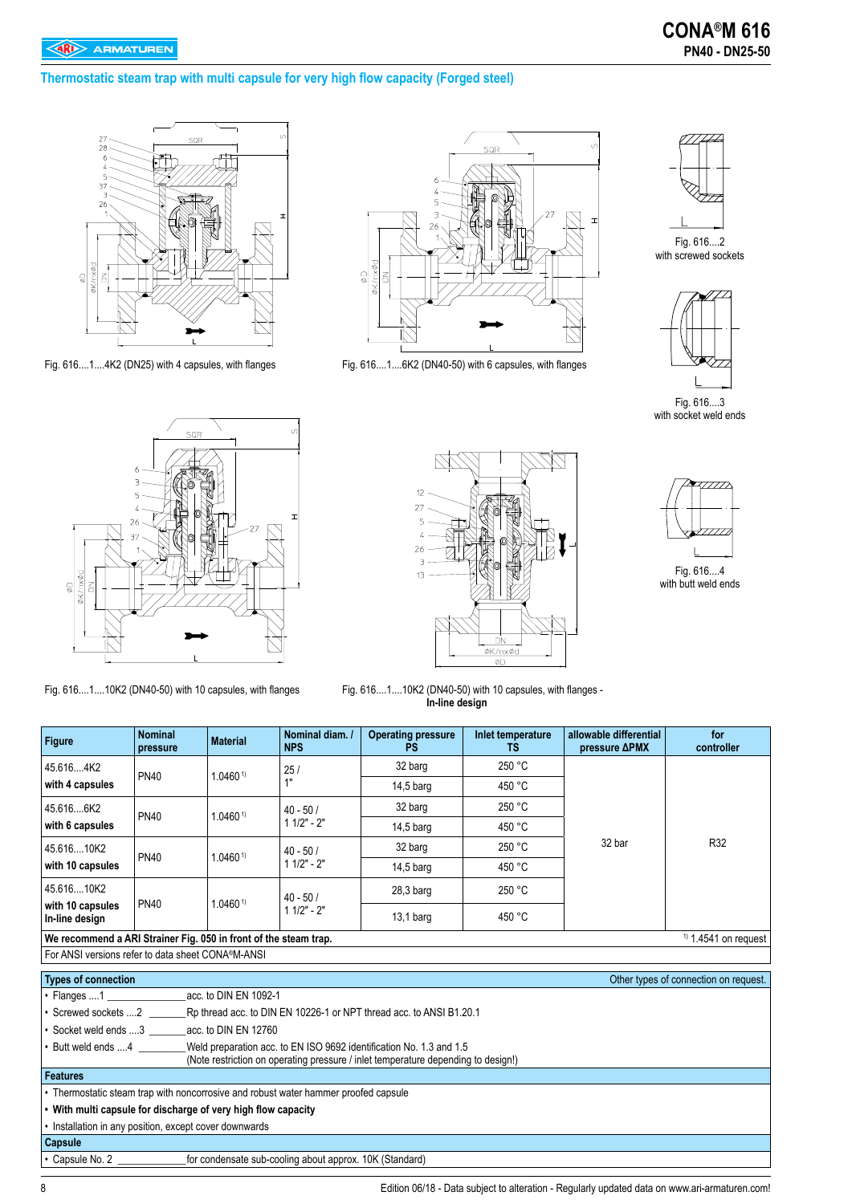# CONA®M 616

**PN40 - DN25-50**

## Thermostatic steam trap with multi capsule for very high flow capacity (Forged steel)

Fig. 616....1....4K2 (DN25) with 4 capsules, with flanges

Fig. 616....1....6K2 (DN40-50) with 6 capsules, with flanges

Fig. 616....2
with screwed sockets

Fig. 616....3
with socket weld ends

Fig. 616....4
with butt weld ends

Fig. 616....1....10K2 (DN40-50) with 10 capsules, with flanges

Fig. 616....1....10K2 (DN40-50) with 10 capsules, with flanges - **In-line design**

| Figure | Nominal pressure | Material | Nominal diam. / NPS | Operating pressure PS | Inlet temperature TS | allowable differential pressure ΔPMX | for controller |
|---|---|---|---|---|---|---|---|
| 45.616....4K2 **with 4 capsules** | PN40 | 1.0460 [1] | 25 / 1" | 32 barg | 250 °C | 32 bar | R32 |
| | | | | 14,5 barg | 450 °C | | |
| 45.616....6K2 **with 6 capsules** | PN40 | 1.0460 [1] | 40 - 50 / 1 1/2" - 2" | 32 barg | 250 °C | | |
| | | | | 14,5 barg | 450 °C | | |
| 45.616....10K2 **with 10 capsules** | PN40 | 1.0460 [1] | 40 - 50 / 1 1/2" - 2" | 32 barg | 250 °C | | |
| | | | | 14,5 barg | 450 °C | | |
| 45.616....10K2 **with 10 capsules In-line design** | PN40 | 1.0460 [1] | 40 - 50 / 1 1/2" - 2" | 28,3 barg | 250 °C | | |
| | | | | 13,1 barg | 450 °C | | |

**We recommend a ARI Strainer Fig. 050 in front of the steam trap.**

[1] 1.4541 on request

For ANSI versions refer to data sheet CONA®M-ANSI

### Types of connection

Other types of connection on request.

- Flanges ....1 ______________ acc. to DIN EN 1092-1
- Screwed sockets ....2 _______ Rp thread acc. to DIN EN 10226-1 or NPT thread acc. to ANSI B1.20.1
- Socket weld ends ....3 _______ acc. to DIN EN 12760
- Butt weld ends ....4 ________ Weld preparation acc. to EN ISO 9692 identification No. 1.3 and 1.5
  (Note restriction on operating pressure / inlet temperature depending to design!)

### Features

- Thermostatic steam trap with noncorrosive and robust water hammer proofed capsule
- **With multi capsule for discharge of very high flow capacity**
- Installation in any position, except cover downwards

### Capsule

- Capsule No. 2 _____________ for condensate sub-cooling about approx. 10K (Standard)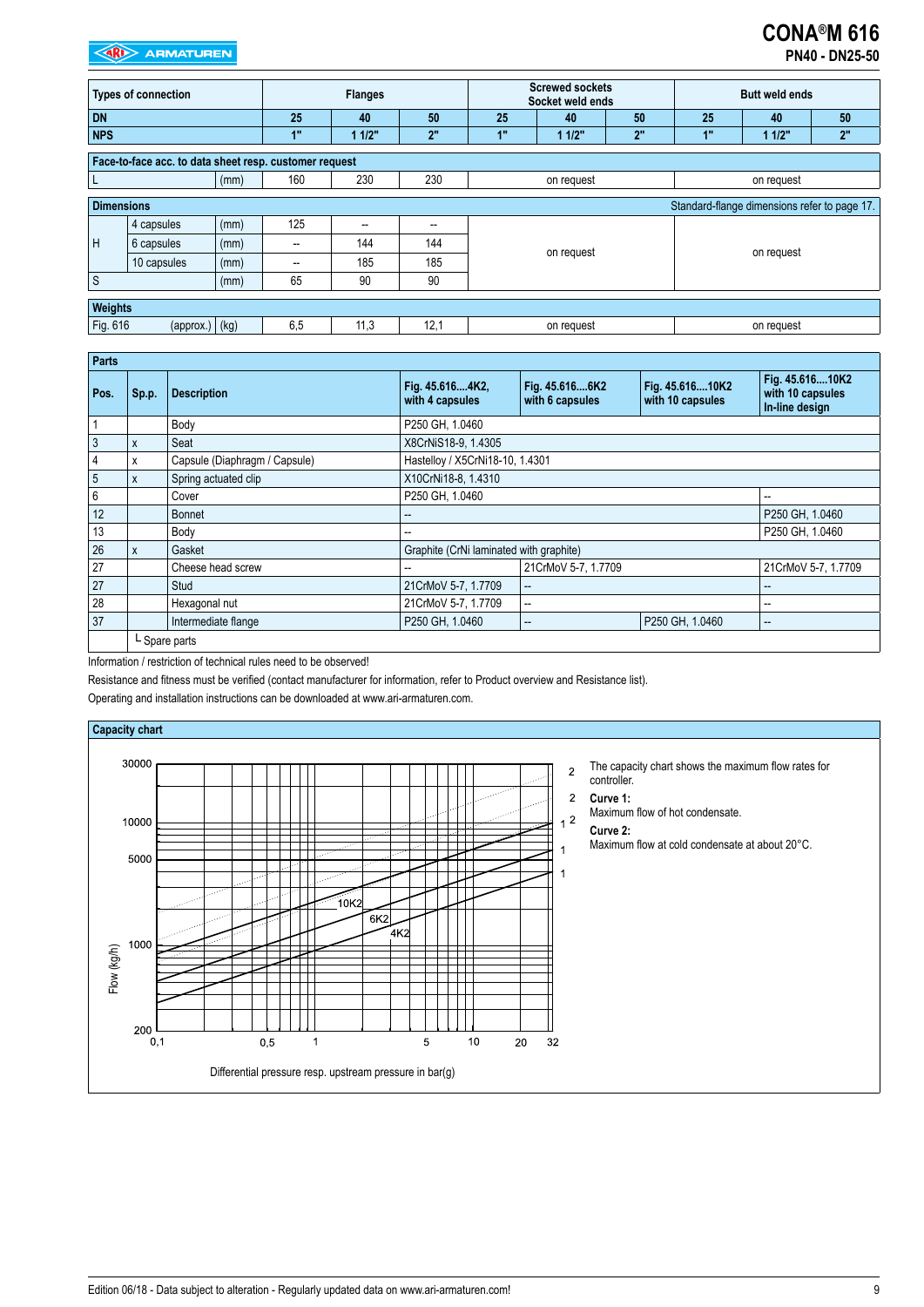# CONA®M 616

**PN40 - DN25-50**

| Types of connection | | | Flanges | | | Screwed sockets Socket weld ends | | | Butt weld ends | | |
|---|---|---|---|---|---|---|---|---|---|---|---|
| **DN** | | | 25 | 40 | 50 | 25 | 40 | 50 | 25 | 40 | 50 |
| **NPS** | | | 1" | 1 1/2" | 2" | 1" | 1 1/2" | 2" | 1" | 1 1/2" | 2" |
| **Face-to-face acc. to data sheet resp. customer request** | | | | | | | | | | | |
| L | | (mm) | 160 | 230 | 230 | on request | | | on request | | |
| **Dimensions** | | | | | | | | | Standard-flange dimensions refer to page 17. | | |
| H | 4 capsules | (mm) | 125 | -- | -- | on request | | | on request | | |
| | 6 capsules | (mm) | -- | 144 | 144 | | | | | | |
| | 10 capsules | (mm) | -- | 185 | 185 | | | | | | |
| S | | (mm) | 65 | 90 | 90 | | | | | | |
| **Weights** | | | | | | | | | | | |
| Fig. 616 | (approx.) | (kg) | 6,5 | 11,3 | 12,1 | on request | | | on request | | |

| Pos. | Sp.p. | Description | Fig. 45.616....4K2, with 4 capsules | Fig. 45.616....6K2 with 6 capsules | Fig. 45.616....10K2 with 10 capsules | Fig. 45.616....10K2 with 10 capsules In-line design |
|---|---|---|---|---|---|---|
| 1 | | Body | P250 GH, 1.0460 | | | |
| 3 | x | Seat | X8CrNiS18-9, 1.4305 | | | |
| 4 | x | Capsule (Diaphragm / Capsule) | Hastelloy / X5CrNi18-10, 1.4301 | | | |
| 5 | x | Spring actuated clip | X10CrNi18-8, 1.4310 | | | |
| 6 | | Cover | P250 GH, 1.0460 | | | -- |
| 12 | | Bonnet | -- | | | P250 GH, 1.0460 |
| 13 | | Body | -- | | | P250 GH, 1.0460 |
| 26 | x | Gasket | Graphite (CrNi laminated with graphite) | | | |
| 27 | | Cheese head screw | -- | 21CrMoV 5-7, 1.7709 | | 21CrMoV 5-7, 1.7709 |
| 27 | | Stud | 21CrMoV 5-7, 1.7709 | -- | | -- |
| 28 | | Hexagonal nut | 21CrMoV 5-7, 1.7709 | -- | | -- |
| 37 | | Intermediate flange | P250 GH, 1.0460 | -- | P250 GH, 1.0460 | -- |
| | └ Spare parts | | | | | |

Information / restriction of technical rules need to be observed!

Resistance and fitness must be verified (contact manufacturer for information, refer to Product overview and Resistance list).

Operating and installation instructions can be downloaded at www.ari-armaturen.com.

**Capacity chart**

The capacity chart shows the maximum flow rates for controller.

**Curve 1:**
Maximum flow of hot condensate.

**Curve 2:**
Maximum flow at cold condensate at about 20°C.

Edition 06/18 - Data subject to alteration - Regularly updated data on www.ari-armaturen.com!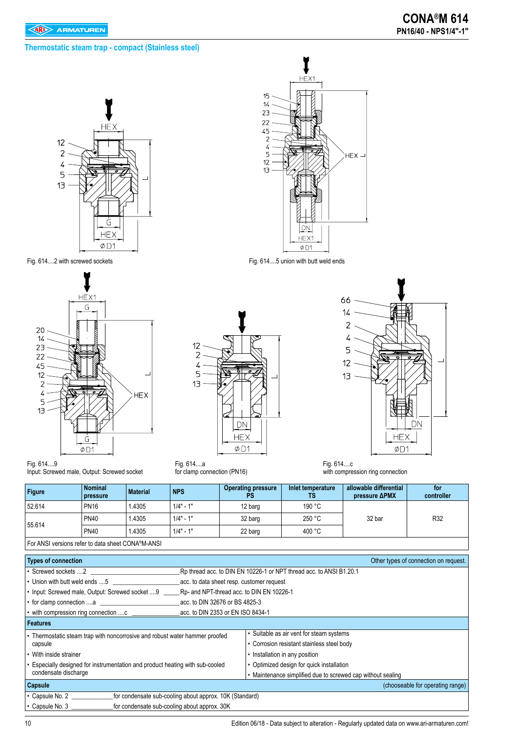# CONA®M 614

**PN16/40 - NPS1/4"-1"**

## Thermostatic steam trap - compact (Stainless steel)

Fig. 614....2 with screwed sockets

Fig. 614....5 union with butt weld ends

Fig. 614....9
Input: Screwed male, Output: Screwed socket

Fig. 614....a
for clamp connection (PN16)

Fig. 614....c
with compression ring connection

| Figure | Nominal pressure | Material | NPS | Operating pressure PS | Inlet temperature TS | allowable differential pressure ΔPMX | for controller |
|---|---|---|---|---|---|---|---|
| 52.614 | PN16 | 1.4305 | 1/4" - 1" | 12 barg | 190 °C | 32 bar | R32 |
| 55.614 | PN40 | 1.4305 | 1/4" - 1" | 32 barg | 250 °C | | |
| | PN40 | 1.4305 | 1/4" - 1" | 22 barg | 400 °C | | |
| For ANSI versions refer to data sheet CONA®M-ANSI | | | | | | | |

### Types of connection

Other types of connection on request.

- Screwed sockets ....2 — Rp thread acc. to DIN EN 10226-1 or NPT thread acc. to ANSI B1.20.1
- Union with butt weld ends ....5 — acc. to data sheet resp. customer request
- Input: Screwed male, Output: Screwed socket ....9 — Rp- and NPT-thread acc. to DIN EN 10226-1
- for clamp connection ....a — acc. to DIN 32676 or BS 4825-3
- with compression ring connection ....c — acc. to DIN 2353 or EN ISO 8434-1

### Features

- Thermostatic steam trap with noncorrosive and robust water hammer proofed capsule
- With inside strainer
- Especially designed for instrumentation and product heating with sub-cooled condensate discharge
- Suitable as air vent for steam systems
- Corrosion resistant stainless steel body
- Installation in any position
- Optimized design for quick installation
- Maintenance simplified due to screwed cap without sealing

### Capsule

(chooseable for operating range)

- Capsule No. 2 — for condensate sub-cooling about approx. 10K (Standard)
- Capsule No. 3 — for condensate sub-cooling about approx. 30K

Edition 06/18 - Data subject to alteration - Regularly updated data on www.ari-armaturen.com!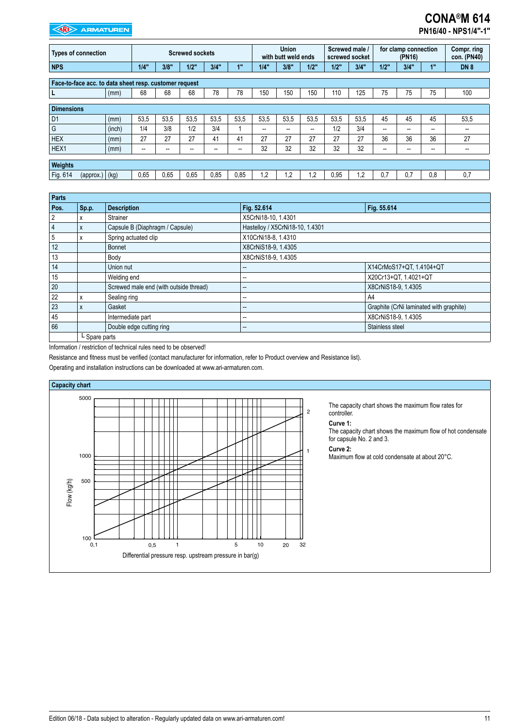# CONA®M 614

**PN16/40 - NPS1/4"-1"**

| Types of connection | | Screwed sockets | | | | | Union with butt weld ends | | | Screwed male / screwed socket | | for clamp connection (PN16) | | | Compr. ring con. (PN40) |
|---|---|---|---|---|---|---|---|---|---|---|---|---|---|---|---|
| **NPS** | | **1/4"** | **3/8"** | **1/2"** | **3/4"** | **1"** | **1/4"** | **3/8"** | **1/2"** | **1/2"** | **3/4"** | **1/2"** | **3/4"** | **1"** | **DN 8** |
| **Face-to-face acc. to data sheet resp. customer request** | | | | | | | | | | | | | | | |
| L | (mm) | 68 | 68 | 68 | 78 | 78 | 150 | 150 | 150 | 110 | 125 | 75 | 75 | 75 | 100 |
| **Dimensions** | | | | | | | | | | | | | | | |
| D1 | (mm) | 53,5 | 53,5 | 53,5 | 53,5 | 53,5 | 53,5 | 53,5 | 53,5 | 53,5 | 53,5 | 45 | 45 | 45 | 53,5 |
| G | (inch) | 1/4 | 3/8 | 1/2 | 3/4 | 1 | -- | -- | -- | 1/2 | 3/4 | -- | -- | -- | -- |
| HEX | (mm) | 27 | 27 | 27 | 41 | 41 | 27 | 27 | 27 | 27 | 27 | 36 | 36 | 36 | 27 |
| HEX1 | (mm) | -- | -- | -- | -- | -- | 32 | 32 | 32 | 32 | 32 | -- | -- | -- | -- |
| **Weights** | | | | | | | | | | | | | | | |
| Fig. 614 (approx.) | (kg) | 0,65 | 0,65 | 0,65 | 0,85 | 0,85 | 1,2 | 1,2 | 1,2 | 0,95 | 1,2 | 0,7 | 0,7 | 0,8 | 0,7 |

**Parts**

| Pos. | Sp.p. | Description | Fig. 52.614 | Fig. 55.614 |
|---|---|---|---|---|
| 2 | x | Strainer | X5CrNi18-10, 1.4301 | |
| 4 | x | Capsule B (Diaphragm / Capsule) | Hastelloy / X5CrNi18-10, 1.4301 | |
| 5 | x | Spring actuated clip | X10CrNi18-8, 1.4310 | |
| 12 | | Bonnet | X8CrNiS18-9, 1.4305 | |
| 13 | | Body | X8CrNiS18-9, 1.4305 | |
| 14 | | Union nut | -- | X14CrMoS17+QT, 1.4104+QT |
| 15 | | Welding end | -- | X20Cr13+QT, 1.4021+QT |
| 20 | | Screwed male end (with outside thread) | -- | X8CrNiS18-9, 1.4305 |
| 22 | x | Sealing ring | -- | A4 |
| 23 | x | Gasket | -- | Graphite (CrNi laminated with graphite) |
| 45 | | Intermediate part | -- | X8CrNiS18-9, 1.4305 |
| 66 | | Double edge cutting ring | -- | Stainless steel |
| | └ Spare parts | | | |

Information / restriction of technical rules need to be observed!

Resistance and fitness must be verified (contact manufacturer for information, refer to Product overview and Resistance list).

Operating and installation instructions can be downloaded at www.ari-armaturen.com.

**Capacity chart**

Flow (kg/h): 100, 500, 1000, 5000

Differential pressure resp. upstream pressure in bar(g): 0,1, 0,5, 1, 5, 10, 20, 32

Curves: 1, 2

The capacity chart shows the maximum flow rates for controller.

**Curve 1:**
The capacity chart shows the maximum flow of hot condensate for capsule No. 2 and 3.

**Curve 2:**
Maximum flow at cold condensate at about 20°C.

Edition 06/18 - Data subject to alteration - Regularly updated data on www.ari-armaturen.com!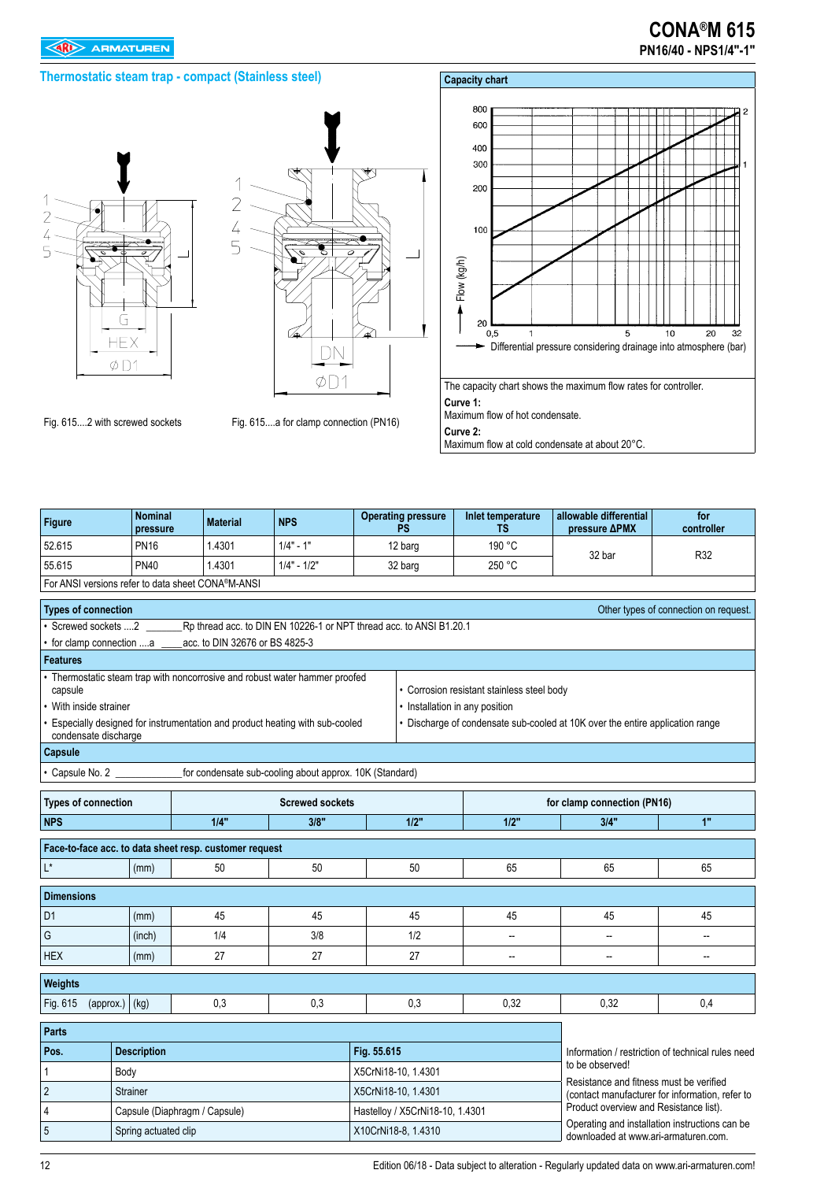# CONA®M 615

**PN16/40 - NPS1/4"-1"**

## Thermostatic steam trap - compact (Stainless steel)

Fig. 615....2 with screwed sockets

Fig. 615....a for clamp connection (PN16)

### Capacity chart

The capacity chart shows the maximum flow rates for controller.

**Curve 1:**
Maximum flow of hot condensate.

**Curve 2:**
Maximum flow at cold condensate at about 20°C.

| Figure | Nominal pressure | Material | NPS | Operating pressure PS | Inlet temperature TS | allowable differential pressure ΔPMX | for controller |
|---|---|---|---|---|---|---|---|
| 52.615 | PN16 | 1.4301 | 1/4" - 1" | 12 barg | 190 °C | 32 bar | R32 |
| 55.615 | PN40 | 1.4301 | 1/4" - 1/2" | 32 barg | 250 °C | | |
| For ANSI versions refer to data sheet CONA®M-ANSI | | | | | | | |

### Types of connection

Other types of connection on request.

- Screwed sockets ....2 _______Rp thread acc. to DIN EN 10226-1 or NPT thread acc. to ANSI B1.20.1
- for clamp connection ....a ____acc. to DIN 32676 or BS 4825-3

### Features

- Thermostatic steam trap with noncorrosive and robust water hammer proofed capsule
- With inside strainer
- Especially designed for instrumentation and product heating with sub-cooled condensate discharge
- Corrosion resistant stainless steel body
- Installation in any position
- Discharge of condensate sub-cooled at 10K over the entire application range

### Capsule

- Capsule No. 2 ____________for condensate sub-cooling about approx. 10K (Standard)

| Types of connection | | Screwed sockets | | | for clamp connection (PN16) | | |
|---|---|---|---|---|---|---|---|
| **NPS** | | **1/4"** | **3/8"** | **1/2"** | **1/2"** | **3/4"** | **1"** |
| **Face-to-face acc. to data sheet resp. customer request** | | | | | | | |
| L* | (mm) | 50 | 50 | 50 | 65 | 65 | 65 |
| **Dimensions** | | | | | | | |
| D1 | (mm) | 45 | 45 | 45 | 45 | 45 | 45 |
| G | (inch) | 1/4 | 3/8 | 1/2 | -- | -- | -- |
| HEX | (mm) | 27 | 27 | 27 | -- | -- | -- |
| **Weights** | | | | | | | |
| Fig. 615 (approx.) | (kg) | 0,3 | 0,3 | 0,3 | 0,32 | 0,32 | 0,4 |

### Parts

| Pos. | Description | Fig. 55.615 |
|---|---|---|
| 1 | Body | X5CrNi18-10, 1.4301 |
| 2 | Strainer | X5CrNi18-10, 1.4301 |
| 4 | Capsule (Diaphragm / Capsule) | Hastelloy / X5CrNi18-10, 1.4301 |
| 5 | Spring actuated clip | X10CrNi18-8, 1.4310 |

Information / restriction of technical rules need to be observed!

Resistance and fitness must be verified (contact manufacturer for information, refer to Product overview and Resistance list).

Operating and installation instructions can be downloaded at www.ari-armaturen.com.

Edition 06/18 - Data subject to alteration - Regularly updated data on www.ari-armaturen.com!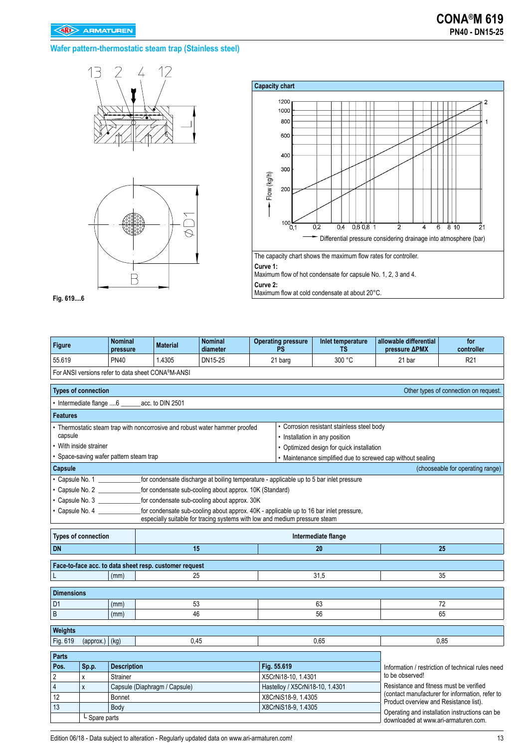# CONA®M 619

**PN40 - DN15-25**

## Wafer pattern-thermostatic steam trap (Stainless steel)

Fig. 619....6

**Capacity chart**

The capacity chart shows the maximum flow rates for controller.

**Curve 1:**
Maximum flow of hot condensate for capsule No. 1, 2, 3 and 4.

**Curve 2:**
Maximum flow at cold condensate at about 20°C.

| Figure | Nominal pressure | Material | Nominal diameter | Operating pressure PS | Inlet temperature TS | allowable differential pressure ΔPMX | for controller |
|---|---|---|---|---|---|---|---|
| 55.619 | PN40 | 1.4305 | DN15-25 | 21 barg | 300 °C | 21 bar | R21 |
| For ANSI versions refer to data sheet CONA®M-ANSI | | | | | | | |

**Types of connection** — Other types of connection on request.

- Intermediate flange ....6 ______acc. to DIN 2501

**Features**

- Thermostatic steam trap with noncorrosive and robust water hammer proofed capsule
- With inside strainer
- Space-saving wafer pattern steam trap
- Corrosion resistant stainless steel body
- Installation in any position
- Optimized design for quick installation
- Maintenance simplified due to screwed cap without sealing

**Capsule** (chooseable for operating range)

- Capsule No. 1 ____________for condensate discharge at boiling temperature - applicable up to 5 bar inlet pressure
- Capsule No. 2 ____________for condensate sub-cooling about approx. 10K (Standard)
- Capsule No. 3 ____________for condensate sub-cooling about approx. 30K
- Capsule No. 4 ____________for condensate sub-cooling about approx. 40K - applicable up to 16 bar inlet pressure, especially suitable for tracing systems with low and medium pressure steam

| Types of connection | | Intermediate flange | | |
|---|---|---|---|---|
| DN | | 15 | 20 | 25 |
| **Face-to-face acc. to data sheet resp. customer request** | | | | |
| L | (mm) | 25 | 31,5 | 35 |
| **Dimensions** | | | | |
| D1 | (mm) | 53 | 63 | 72 |
| B | (mm) | 46 | 56 | 65 |
| **Weights** | | | | |
| Fig. 619 (approx.) | (kg) | 0,45 | 0,65 | 0,85 |

**Parts**

| Pos. | Sp.p. | Description | Fig. 55.619 |
|---|---|---|---|
| 2 | x | Strainer | X5CrNi18-10, 1.4301 |
| 4 | x | Capsule (Diaphragm / Capsule) | Hastelloy / X5CrNi18-10, 1.4301 |
| 12 | | Bonnet | X8CrNiS18-9, 1.4305 |
| 13 | | Body | X8CrNiS18-9, 1.4305 |

└ Spare parts

Information / restriction of technical rules need to be observed!

Resistance and fitness must be verified (contact manufacturer for information, refer to Product overview and Resistance list).

Operating and installation instructions can be downloaded at www.ari-armaturen.com.

Edition 06/18 - Data subject to alteration - Regularly updated data on www.ari-armaturen.com!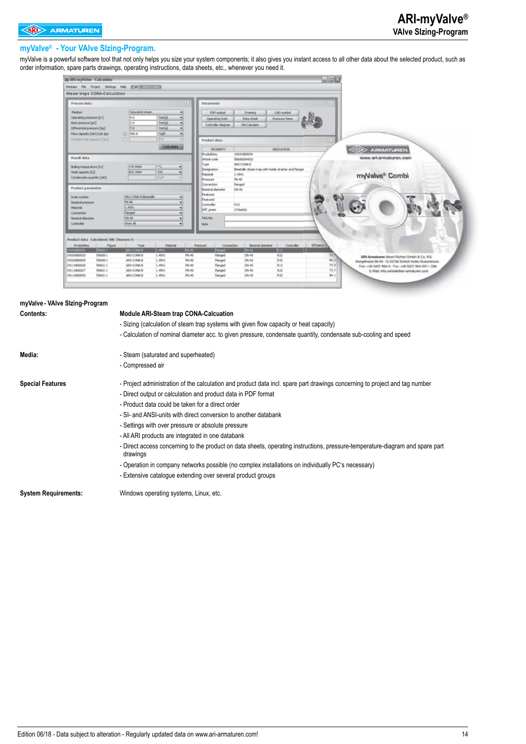## myValve® - Your VAlve SIzing-Program.

myValve is a powerful software tool that not only helps you size your system components; it also gives you instant access to all other data about the selected product, such as order information, spare parts drawings, operating instructions, data sheets, etc., whenever you need it.

**myValve - VAlve SIzing-Program**

**Contents:**

**Module ARI-Steam trap CONA-Calcuation**

- Sizing (calculation of steam trap systems with given flow capacity or heat capacity)
- Calculation of nominal diameter acc. to given pressure, condensate quantity, condensate sub-cooling and speed

**Media:**

- Steam (saturated and superheated)
- Compressed air

**Special Features**

- Project administration of the calculation and product data incl. spare part drawings concerning to project and tag number
- Direct output or calculation and product data in PDF format
- Product data could be taken for a direct order
- SI- and ANSI-units with direct conversion to another databank
- Settings with over pressure or absolute pressure
- All ARI products are integrated in one databank
- Direct access concerning to the product on data sheets, operating instructions, pressure-temperature-diagram and spare part drawings
- Operation in company networks possible (no complex installations on individually PC's necessary)
- Extensive catalogue extending over several product groups

**System Requirements:**

Windows operating systems, Linux, etc.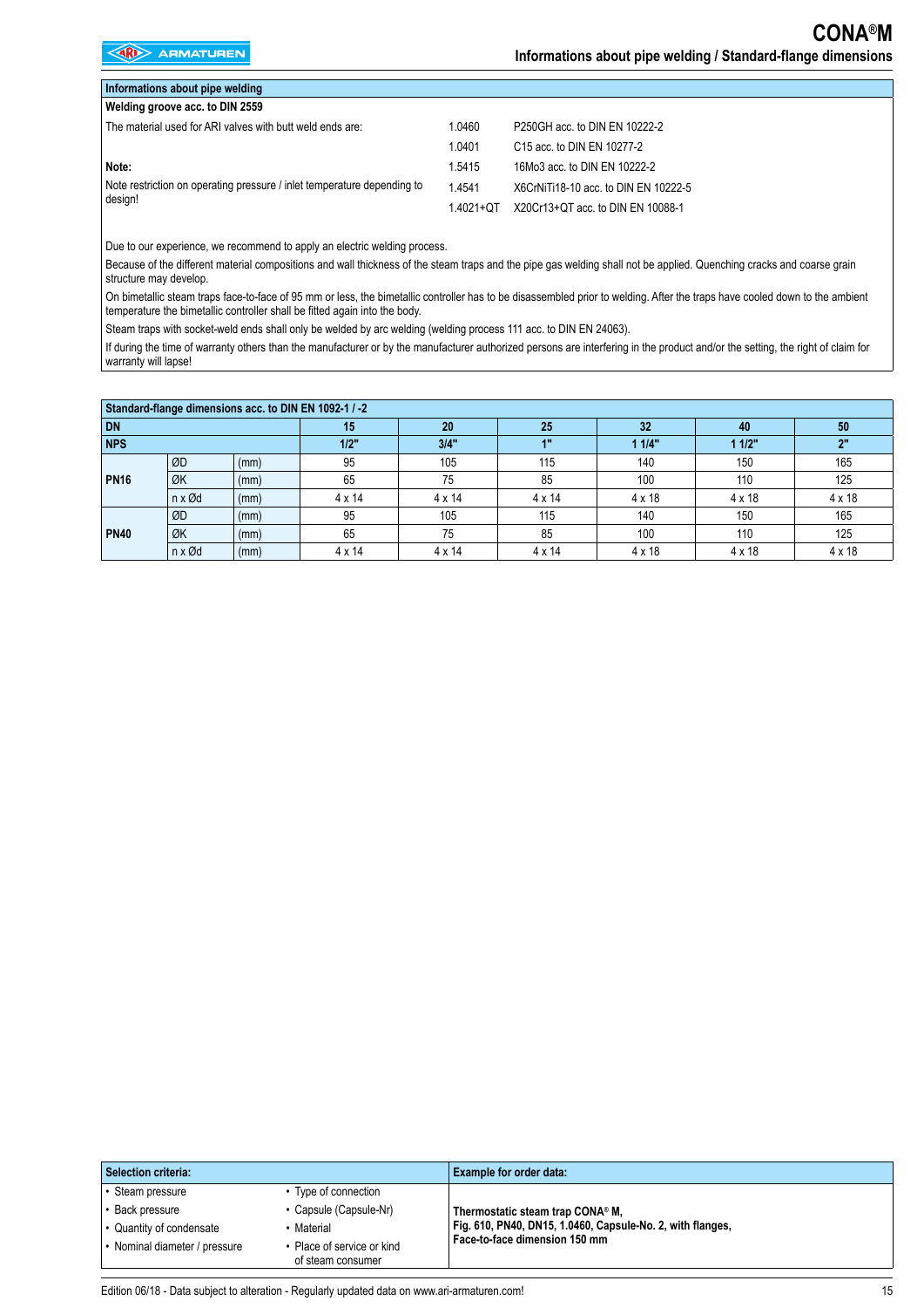# CONA®M

## Informations about pipe welding / Standard-flange dimensions

### Informations about pipe welding

**Welding groove acc. to DIN 2559**

The material used for ARI valves with butt weld ends are:

| | |
|---|---|
| 1.0460 | P250GH acc. to DIN EN 10222-2 |
| 1.0401 | C15 acc. to DIN EN 10277-2 |
| 1.5415 | 16Mo3 acc. to DIN EN 10222-2 |
| 1.4541 | X6CrNiTi18-10 acc. to DIN EN 10222-5 |
| 1.4021+QT | X20Cr13+QT acc. to DIN EN 10088-1 |

**Note:**

Note restriction on operating pressure / inlet temperature depending to design!

Due to our experience, we recommend to apply an electric welding process.

Because of the different material compositions and wall thickness of the steam traps and the pipe gas welding shall not be applied. Quenching cracks and coarse grain structure may develop.

On bimetallic steam traps face-to-face of 95 mm or less, the bimetallic controller has to be disassembled prior to welding. After the traps have cooled down to the ambient temperature the bimetallic controller shall be fitted again into the body.

Steam traps with socket-weld ends shall only be welded by arc welding (welding process 111 acc. to DIN EN 24063).

If during the time of warranty others than the manufacturer or by the manufacturer authorized persons are interfering in the product and/or the setting, the right of claim for warranty will lapse!

### Standard-flange dimensions acc. to DIN EN 1092-1 / -2

| DN | | | 15 | 20 | 25 | 32 | 40 | 50 |
|---|---|---|---|---|---|---|---|---|
| NPS | | | 1/2" | 3/4" | 1" | 1 1/4" | 1 1/2" | 2" |
| PN16 | ØD | (mm) | 95 | 105 | 115 | 140 | 150 | 165 |
| | ØK | (mm) | 65 | 75 | 85 | 100 | 110 | 125 |
| | n x Ød | (mm) | 4 x 14 | 4 x 14 | 4 x 14 | 4 x 18 | 4 x 18 | 4 x 18 |
| PN40 | ØD | (mm) | 95 | 105 | 115 | 140 | 150 | 165 |
| | ØK | (mm) | 65 | 75 | 85 | 100 | 110 | 125 |
| | n x Ød | (mm) | 4 x 14 | 4 x 14 | 4 x 14 | 4 x 18 | 4 x 18 | 4 x 18 |

### Selection criteria:

- Steam pressure
- Back pressure
- Quantity of condensate
- Nominal diameter / pressure
- Type of connection
- Capsule (Capsule-Nr)
- Material
- Place of service or kind of steam consumer

### Example for order data:

**Thermostatic steam trap CONA® M,**
**Fig. 610, PN40, DN15, 1.0460, Capsule-No. 2, with flanges,**
**Face-to-face dimension 150 mm**

Edition 06/18 - Data subject to alteration - Regularly updated data on www.ari-armaturen.com!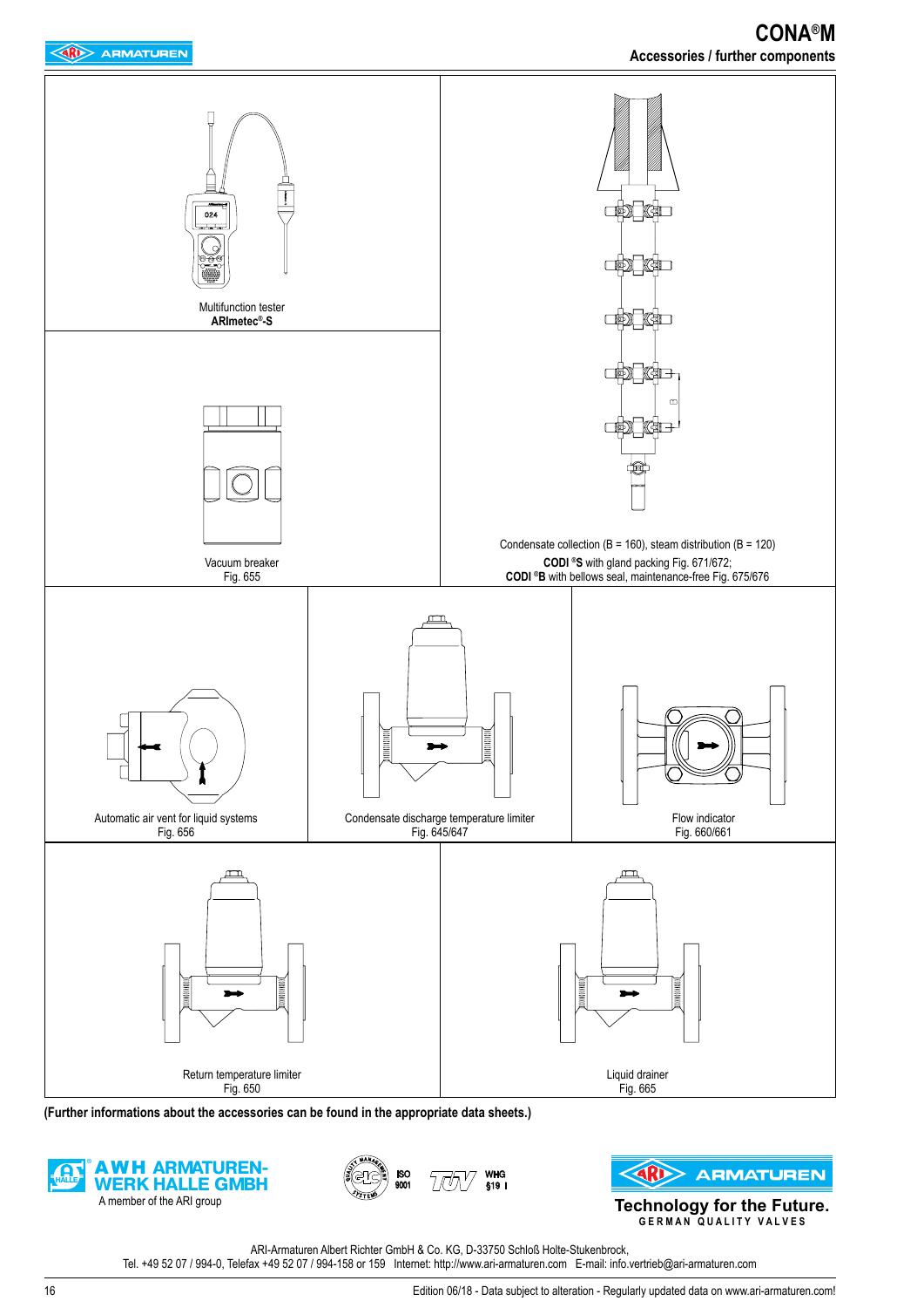# CONA®M

## Accessories / further components

Multifunction tester
**ARImetec®-S**

Condensate collection (B = 160), steam distribution (B = 120)
**CODI ®S** with gland packing Fig. 671/672;
**CODI ®B** with bellows seal, maintenance-free Fig. 675/676

Vacuum breaker
Fig. 655

Automatic air vent for liquid systems
Fig. 656

Condensate discharge temperature limiter
Fig. 645/647

Flow indicator
Fig. 660/661

Return temperature limiter
Fig. 650

Liquid drainer
Fig. 665

**(Further informations about the accessories can be found in the appropriate data sheets.)**

AWH ARMATUREN-WERK HALLE GMBH
A member of the ARI group

ISO 9001 WHG §19 I

ARI ARMATUREN
**Technology for the Future.**
GERMAN QUALITY VALVES

ARI-Armaturen Albert Richter GmbH & Co. KG, D-33750 Schloß Holte-Stukenbrock,
Tel. +49 52 07 / 994-0, Telefax +49 52 07 / 994-158 or 159 Internet: http://www.ari-armaturen.com E-mail: info.vertrieb@ari-armaturen.com

Edition 06/18 - Data subject to alteration - Regularly updated data on www.ari-armaturen.com!